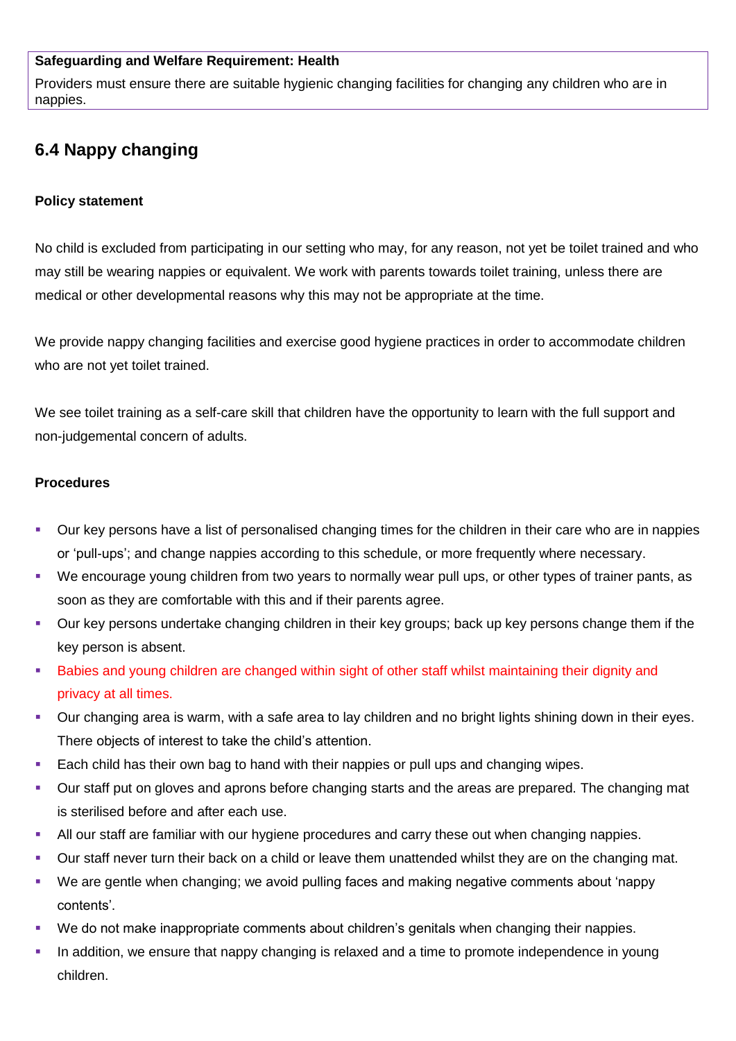**Safeguarding and Welfare Requirement: Health**

Providers must ensure there are suitable hygienic changing facilities for changing any children who are in nappies.

## 6.4 Nappy changing

**Policy statement**

No child is excluded from participating in our setting who may, for any reason, not yet be toilet trained and who may still be wearing nappies or equivalent. We work with parents towards toilet training, unless there are medical or other developmental reasons why this may not be appropriate at the time.

We provide nappy changing facilities and exercise good hygiene practices in order to accommodate children who are not yet toilet trained.

We see toilet training as a self-care skill that children have the opportunity to learn with the full support and non-judgemental concern of adults.

**Procedures**

- Our key persons have a list of personalised changing times for the children in their care who are in nappies or 'pull-ups'; and change nappies according to this schedule, or more frequently where necessary.
- We encourage young children from two years to normally wear pull ups, or other types of trainer pants, as soon as they are comfortable with this and if their parents agree.
- Our key persons undertake changing children in their key groups; back up key persons change them if the key person is absent.
- Babies and young children are changed within sight of other staff whilst maintaining their dignity and privacy at all times.
- Our changing area is warm, with a safe area to lay children and no bright lights shining down in their eyes. There objects of interest to take the child's attention.
- Each child has their own bag to hand with their nappies or pull ups and changing wipes.
- Our staff put on gloves and aprons before changing starts and the areas are prepared. The changing mat is sterilised before and after each use.
- All our staff are familiar with our hygiene procedures and carry these out when changing nappies.
- Our staff never turn their back on a child or leave them unattended whilst they are on the changing mat.
- We are gentle when changing; we avoid pulling faces and making negative comments about 'nappy contents'.
- We do not make inappropriate comments about children's genitals when changing their nappies.
- In addition, we ensure that nappy changing is relaxed and a time to promote independence in young children.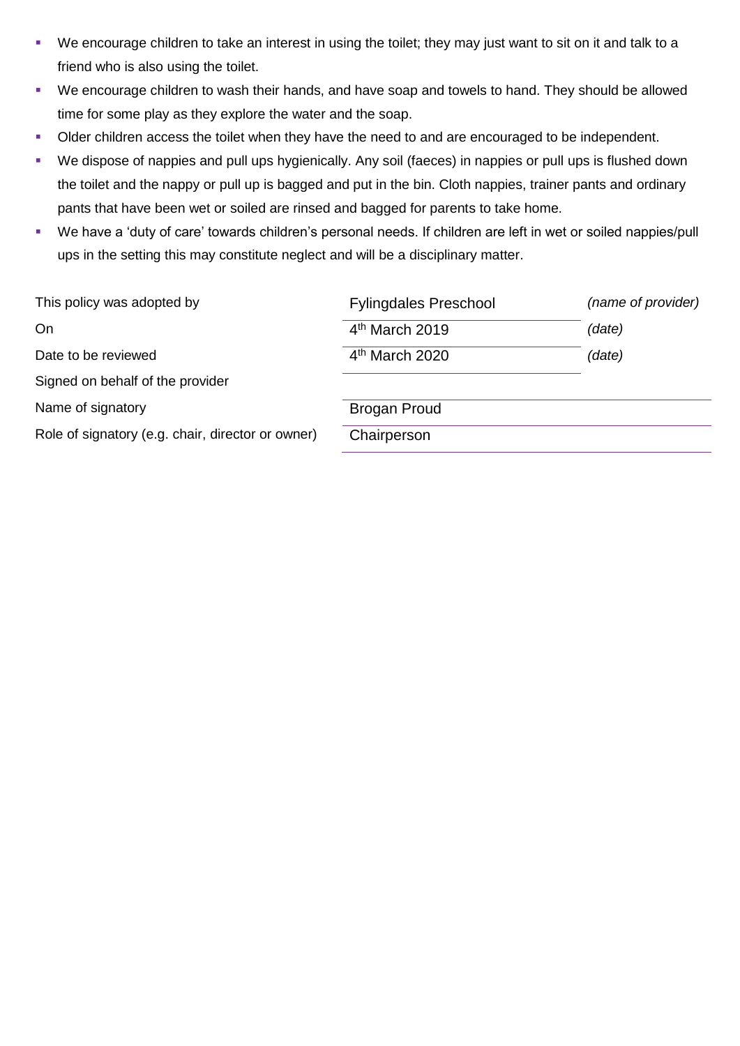- We encourage children to take an interest in using the toilet; they may just want to sit on it and talk to a friend who is also using the toilet.
- We encourage children to wash their hands, and have soap and towels to hand. They should be allowed time for some play as they explore the water and the soap.
- Older children access the toilet when they have the need to and are encouraged to be independent.
- We dispose of nappies and pull ups hygienically. Any soil (faeces) in nappies or pull ups is flushed down the toilet and the nappy or pull up is bagged and put in the bin. Cloth nappies, trainer pants and ordinary pants that have been wet or soiled are rinsed and bagged for parents to take home.
- We have a 'duty of care' towards children's personal needs. If children are left in wet or soiled nappies/pull ups in the setting this may constitute neglect and will be a disciplinary matter.

| | | |
|---|---|---|
| This policy was adopted by | Fylingdales Preschool | *(name of provider)* |
| On | 4th March 2019 | *(date)* |
| Date to be reviewed | 4th March 2020 | *(date)* |
| Signed on behalf of the provider | | |
| Name of signatory | Brogan Proud | |
| Role of signatory (e.g. chair, director or owner) | Chairperson | |